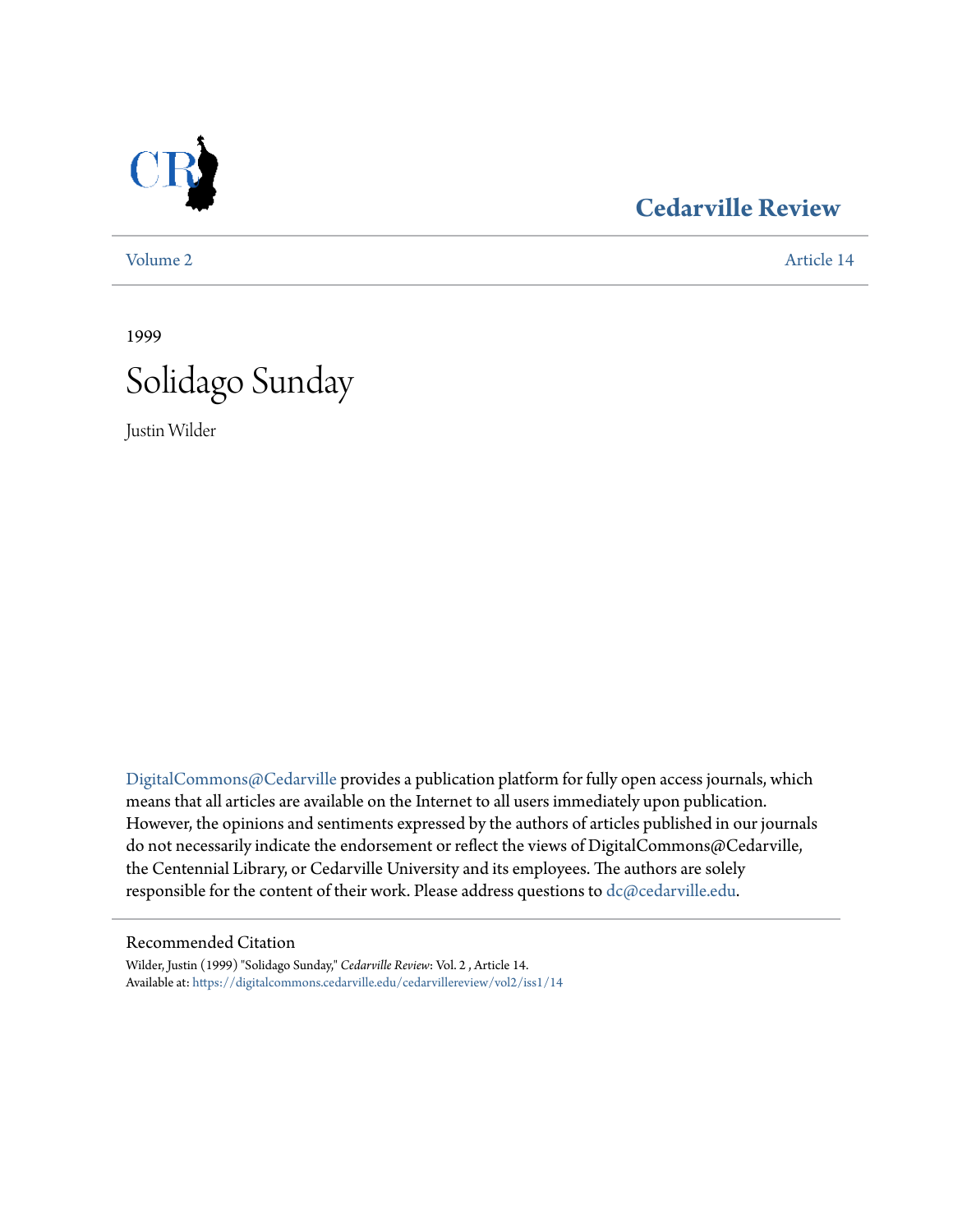Cedarville Review

Volume 2 | Article 14

1999

# Solidago Sunday

Justin Wilder

DigitalCommons@Cedarville provides a publication platform for fully open access journals, which means that all articles are available on the Internet to all users immediately upon publication. However, the opinions and sentiments expressed by the authors of articles published in our journals do not necessarily indicate the endorsement or reflect the views of DigitalCommons@Cedarville, the Centennial Library, or Cedarville University and its employees. The authors are solely responsible for the content of their work. Please address questions to dc@cedarville.edu.

## Recommended Citation

Wilder, Justin (1999) "Solidago Sunday," *Cedarville Review*: Vol. 2 , Article 14.
Available at: https://digitalcommons.cedarville.edu/cedarvillereview/vol2/iss1/14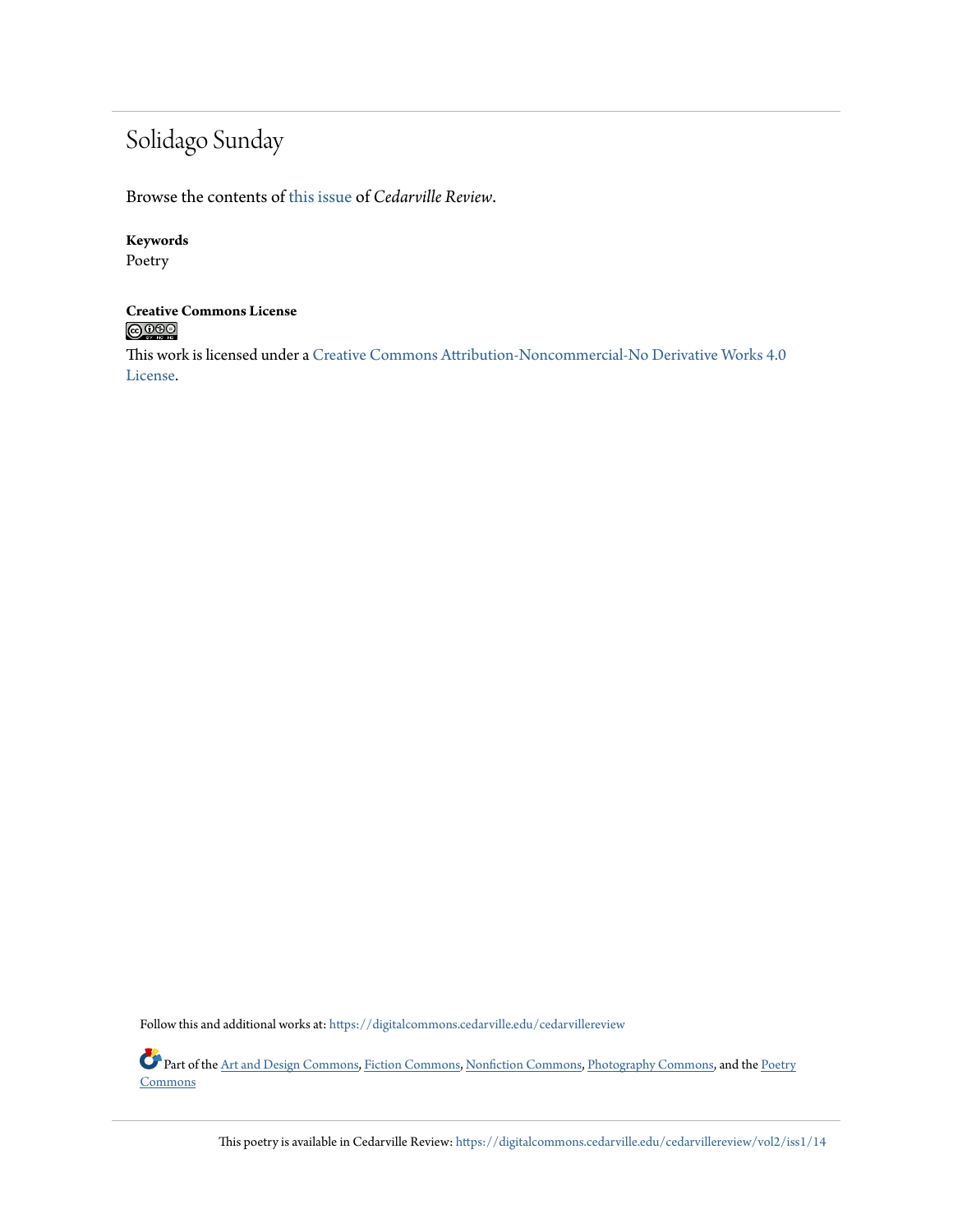# Solidago Sunday

Browse the contents of this issue of *Cedarville Review*.

**Keywords**
Poetry

**Creative Commons License**

This work is licensed under a Creative Commons Attribution-Noncommercial-No Derivative Works 4.0 License.

Follow this and additional works at: https://digitalcommons.cedarville.edu/cedarvillereview

Part of the Art and Design Commons, Fiction Commons, Nonfiction Commons, Photography Commons, and the Poetry Commons

This poetry is available in Cedarville Review: https://digitalcommons.cedarville.edu/cedarvillereview/vol2/iss1/14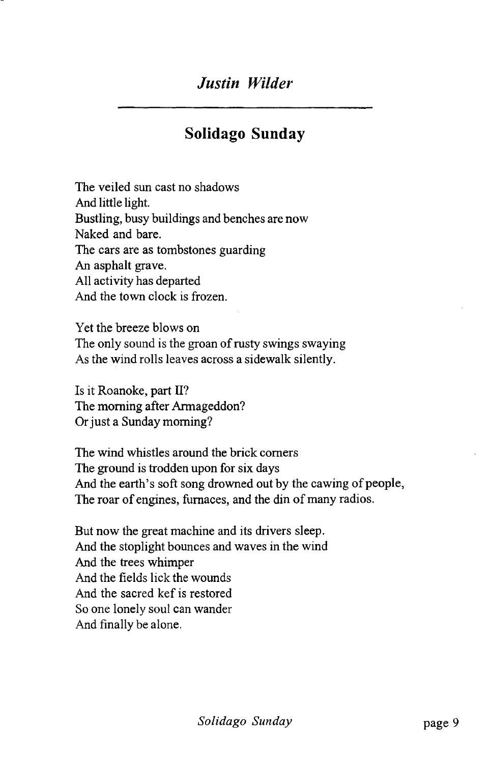*Justin Wilder*

## Solidago Sunday

The veiled sun cast no shadows  
And little light.  
Bustling, busy buildings and benches are now  
Naked and bare.  
The cars are as tombstones guarding  
An asphalt grave.  
All activity has departed  
And the town clock is frozen.

Yet the breeze blows on  
The only sound is the groan of rusty swings swaying  
As the wind rolls leaves across a sidewalk silently.

Is it Roanoke, part II?  
The morning after Armageddon?  
Or just a Sunday morning?

The wind whistles around the brick corners  
The ground is trodden upon for six days  
And the earth's soft song drowned out by the cawing of people,  
The roar of engines, furnaces, and the din of many radios.

But now the great machine and its drivers sleep.  
And the stoplight bounces and waves in the wind  
And the trees whimper  
And the fields lick the wounds  
And the sacred kef is restored  
So one lonely soul can wander  
And finally be alone.